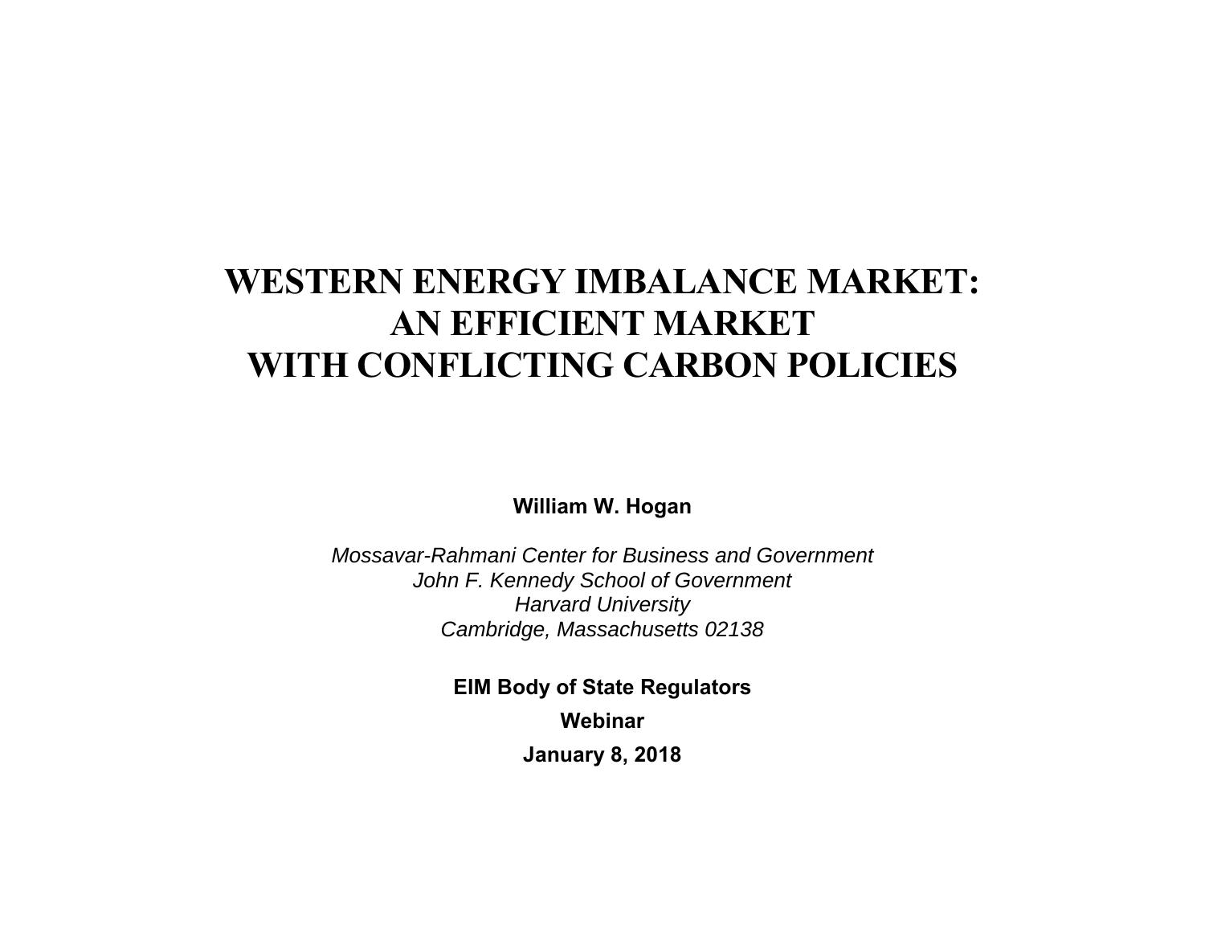# WESTERN ENERGY IMBALANCE MARKET: AN EFFICIENT MARKET WITH CONFLICTING CARBON POLICIES

**William W. Hogan**

*Mossavar-Rahmani Center for Business and Government*
*John F. Kennedy School of Government*
*Harvard University*
*Cambridge, Massachusetts 02138*

**EIM Body of State Regulators**

**Webinar**

**January 8, 2018**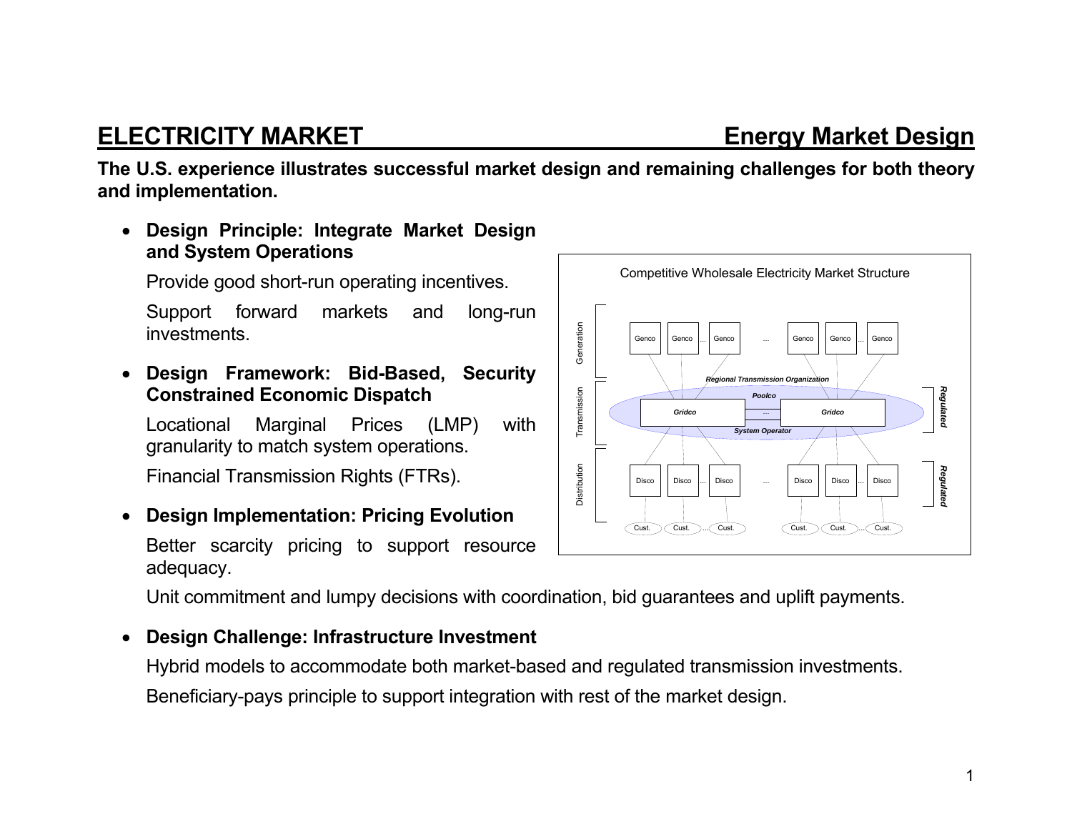## ELECTRICITY MARKET — Energy Market Design

**The U.S. experience illustrates successful market design and remaining challenges for both theory and implementation.**

- **Design Principle: Integrate Market Design and System Operations**

  Provide good short-run operating incentives.

  Support forward markets and long-run investments.

- **Design Framework: Bid-Based, Security Constrained Economic Dispatch**

  Locational Marginal Prices (LMP) with granularity to match system operations.

  Financial Transmission Rights (FTRs).

- **Design Implementation: Pricing Evolution**

  Better scarcity pricing to support resource adequacy.

  Unit commitment and lumpy decisions with coordination, bid guarantees and uplift payments.

- **Design Challenge: Infrastructure Investment**

  Hybrid models to accommodate both market-based and regulated transmission investments.

  Beneficiary-pays principle to support integration with rest of the market design.

Competitive Wholesale Electricity Market Structure

Generation: Genco, Genco ... Genco ... Genco, Genco ... Genco

Transmission: Regional Transmission Organization — Poolco — Gridco ... Gridco — System Operator (*Regulated*)

Distribution: Disco, Disco ... Disco ... Disco, Disco ... Disco (*Regulated*)

Cust., Cust. ... Cust. Cust., Cust. ... Cust.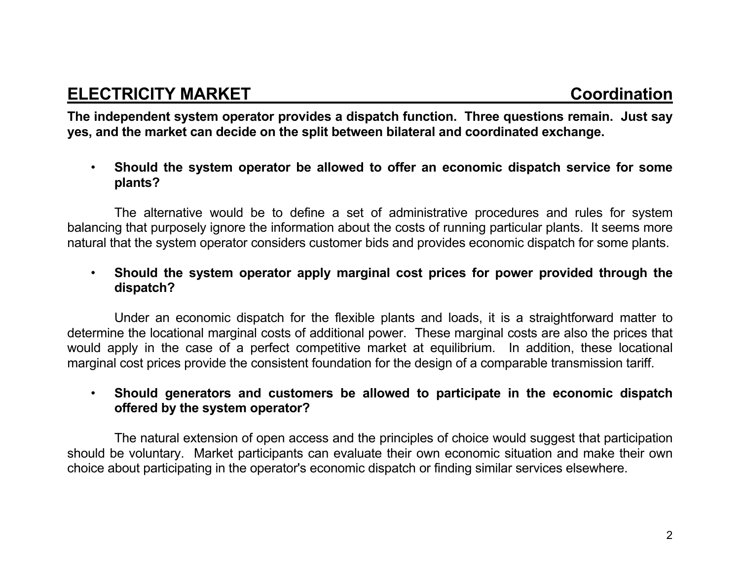## ELECTRICITY MARKET — Coordination

**The independent system operator provides a dispatch function. Three questions remain. Just say yes, and the market can decide on the split between bilateral and coordinated exchange.**

- **Should the system operator be allowed to offer an economic dispatch service for some plants?**

The alternative would be to define a set of administrative procedures and rules for system balancing that purposely ignore the information about the costs of running particular plants. It seems more natural that the system operator considers customer bids and provides economic dispatch for some plants.

- **Should the system operator apply marginal cost prices for power provided through the dispatch?**

Under an economic dispatch for the flexible plants and loads, it is a straightforward matter to determine the locational marginal costs of additional power. These marginal costs are also the prices that would apply in the case of a perfect competitive market at equilibrium. In addition, these locational marginal cost prices provide the consistent foundation for the design of a comparable transmission tariff.

- **Should generators and customers be allowed to participate in the economic dispatch offered by the system operator?**

The natural extension of open access and the principles of choice would suggest that participation should be voluntary. Market participants can evaluate their own economic situation and make their own choice about participating in the operator's economic dispatch or finding similar services elsewhere.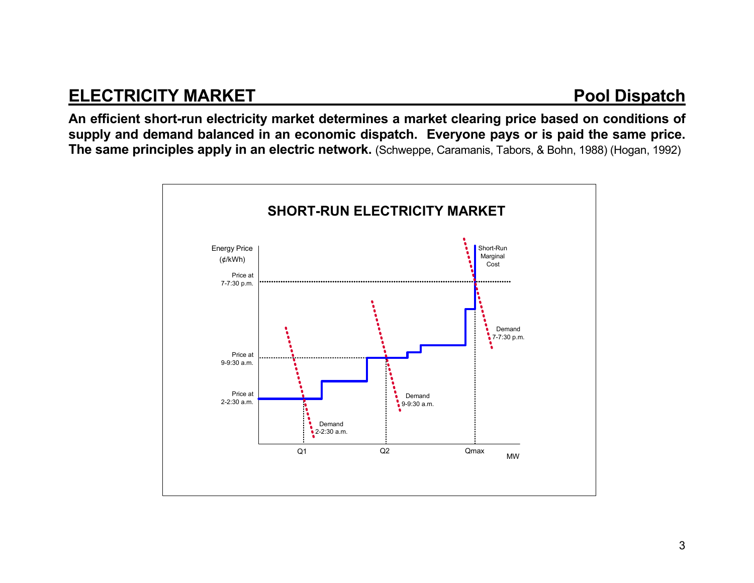## ELECTRICITY MARKET — Pool Dispatch

**An efficient short-run electricity market determines a market clearing price based on conditions of supply and demand balanced in an economic dispatch. Everyone pays or is paid the same price. The same principles apply in an electric network.** (Schweppe, Caramanis, Tabors, & Bohn, 1988) (Hogan, 1992)

**SHORT-RUN ELECTRICITY MARKET**

Energy Price (¢/kWh)

Price at 7-7:30 p.m.

Price at 9-9:30 a.m.

Price at 2-2:30 a.m.

Short-Run Marginal Cost

Demand 7-7:30 p.m.

Demand 9-9:30 a.m.

Demand 2-2:30 a.m.

Q1 Q2 Qmax MW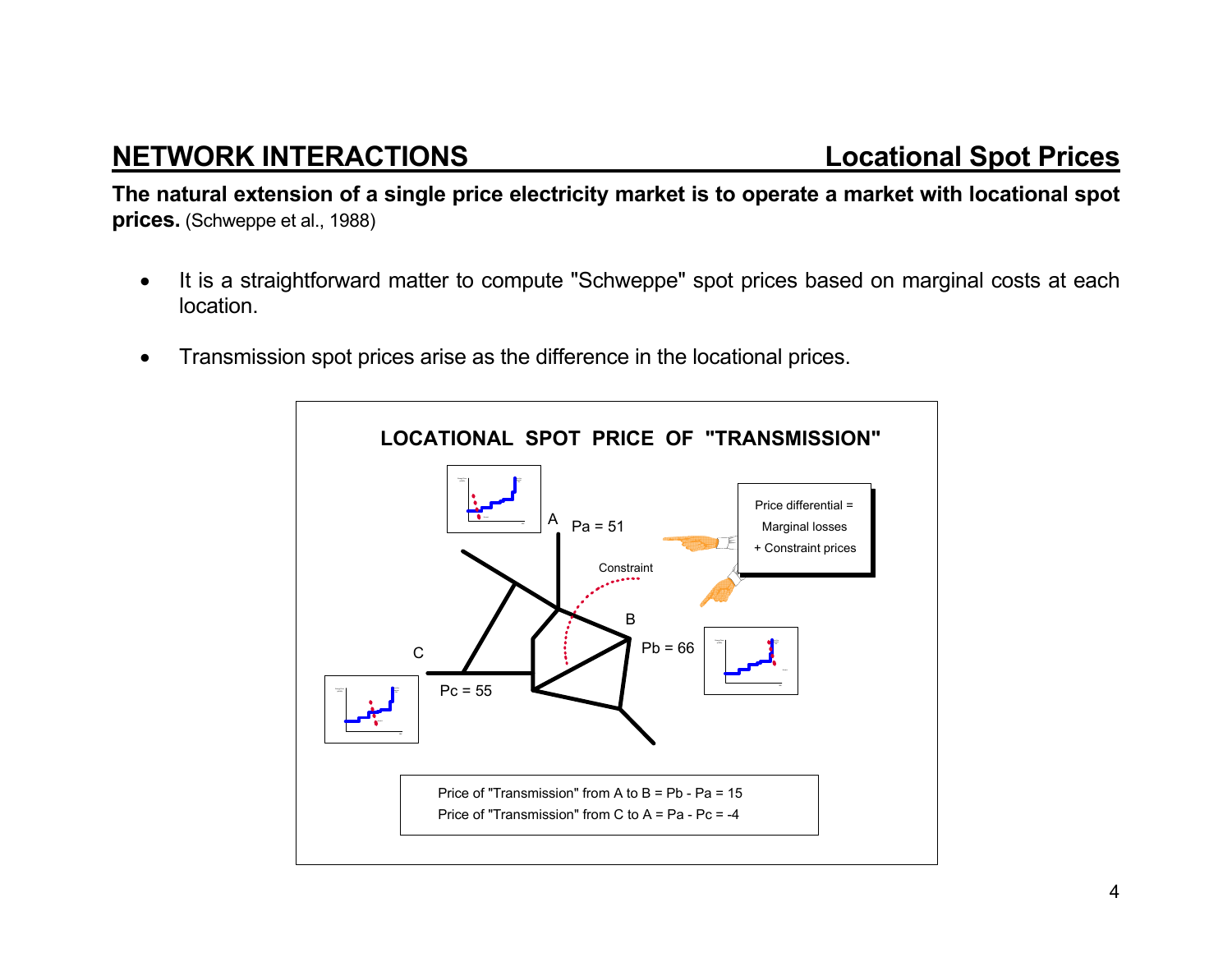## NETWORK INTERACTIONS — Locational Spot Prices

**The natural extension of a single price electricity market is to operate a market with locational spot prices.** (Schweppe et al., 1988)

- It is a straightforward matter to compute "Schweppe" spot prices based on marginal costs at each location.

- Transmission spot prices arise as the difference in the locational prices.

**LOCATIONAL SPOT PRICE OF "TRANSMISSION"**

A: Pa = 51

B: Pb = 66

C: Pc = 55

Constraint

Price differential = Marginal losses + Constraint prices

Price of "Transmission" from A to B = Pb - Pa = 15
Price of "Transmission" from C to A = Pa - Pc = -4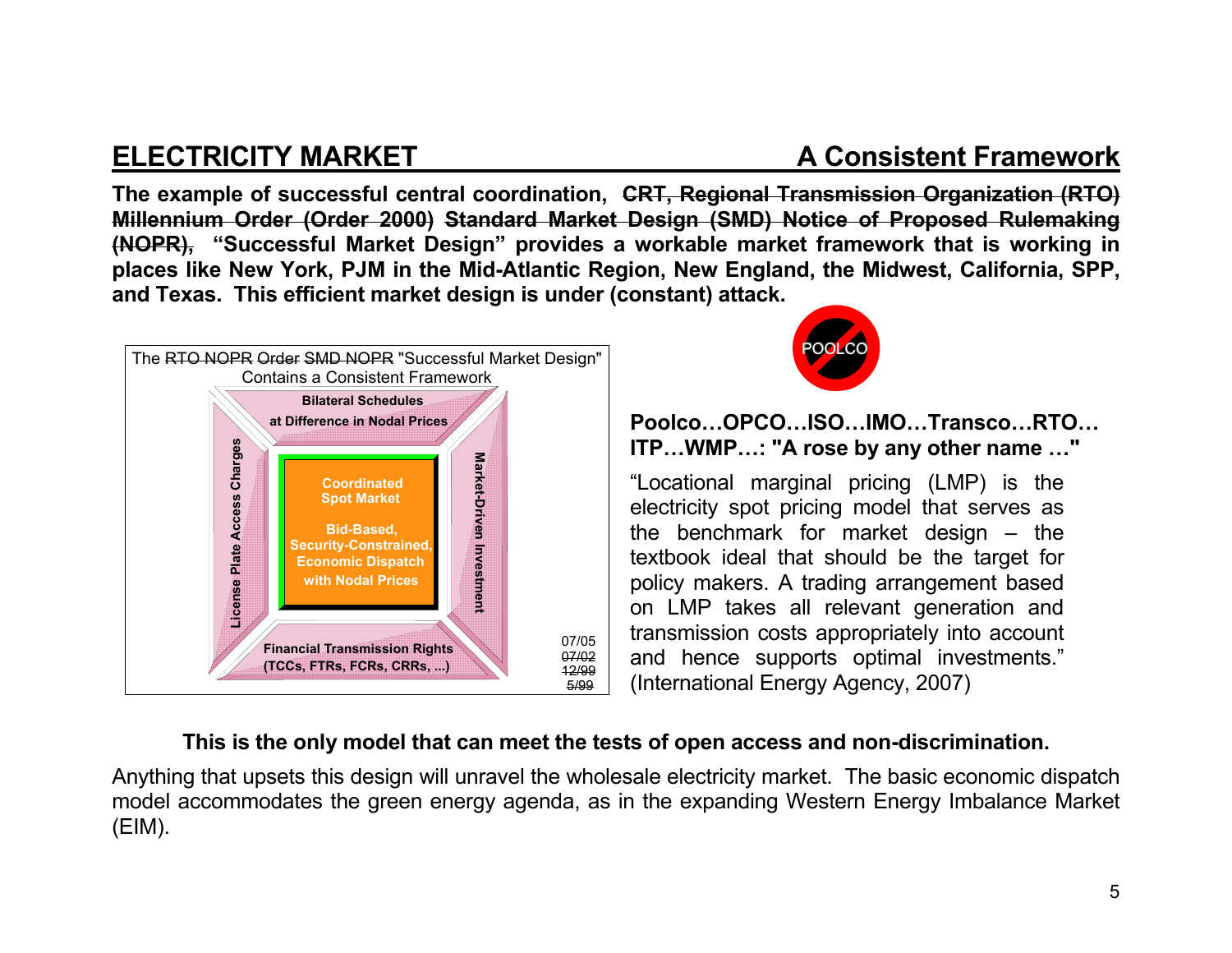## ELECTRICITY MARKET — A Consistent Framework

**The example of successful central coordination, ~~CRT, Regional Transmission Organization (RTO) Millennium Order (Order 2000) Standard Market Design (SMD) Notice of Proposed Rulemaking (NOPR),~~ "Successful Market Design" provides a workable market framework that is working in places like New York, PJM in the Mid-Atlantic Region, New England, the Midwest, California, SPP, and Texas. This efficient market design is under (constant) attack.**

The ~~RTO NOPR~~ ~~Order~~ ~~SMD NOPR~~ "Successful Market Design" Contains a Consistent Framework

- **Bilateral Schedules at Difference in Nodal Prices**
- **License Plate Access Charges**
- **Coordinated Spot Market — Bid-Based, Security-Constrained, Economic Dispatch with Nodal Prices**
- **Market-Driven Investment**
- **Financial Transmission Rights (TCCs, FTRs, FCRs, CRRs, ...)**

07/05 ~~07/02~~ ~~12/99~~ ~~5/99~~

POOLCO

**Poolco…OPCO…ISO…IMO…Transco…RTO… ITP…WMP…: "A rose by any other name …"**

"Locational marginal pricing (LMP) is the electricity spot pricing model that serves as the benchmark for market design – the textbook ideal that should be the target for policy makers. A trading arrangement based on LMP takes all relevant generation and transmission costs appropriately into account and hence supports optimal investments." (International Energy Agency, 2007)

**This is the only model that can meet the tests of open access and non-discrimination.**

Anything that upsets this design will unravel the wholesale electricity market. The basic economic dispatch model accommodates the green energy agenda, as in the expanding Western Energy Imbalance Market (EIM).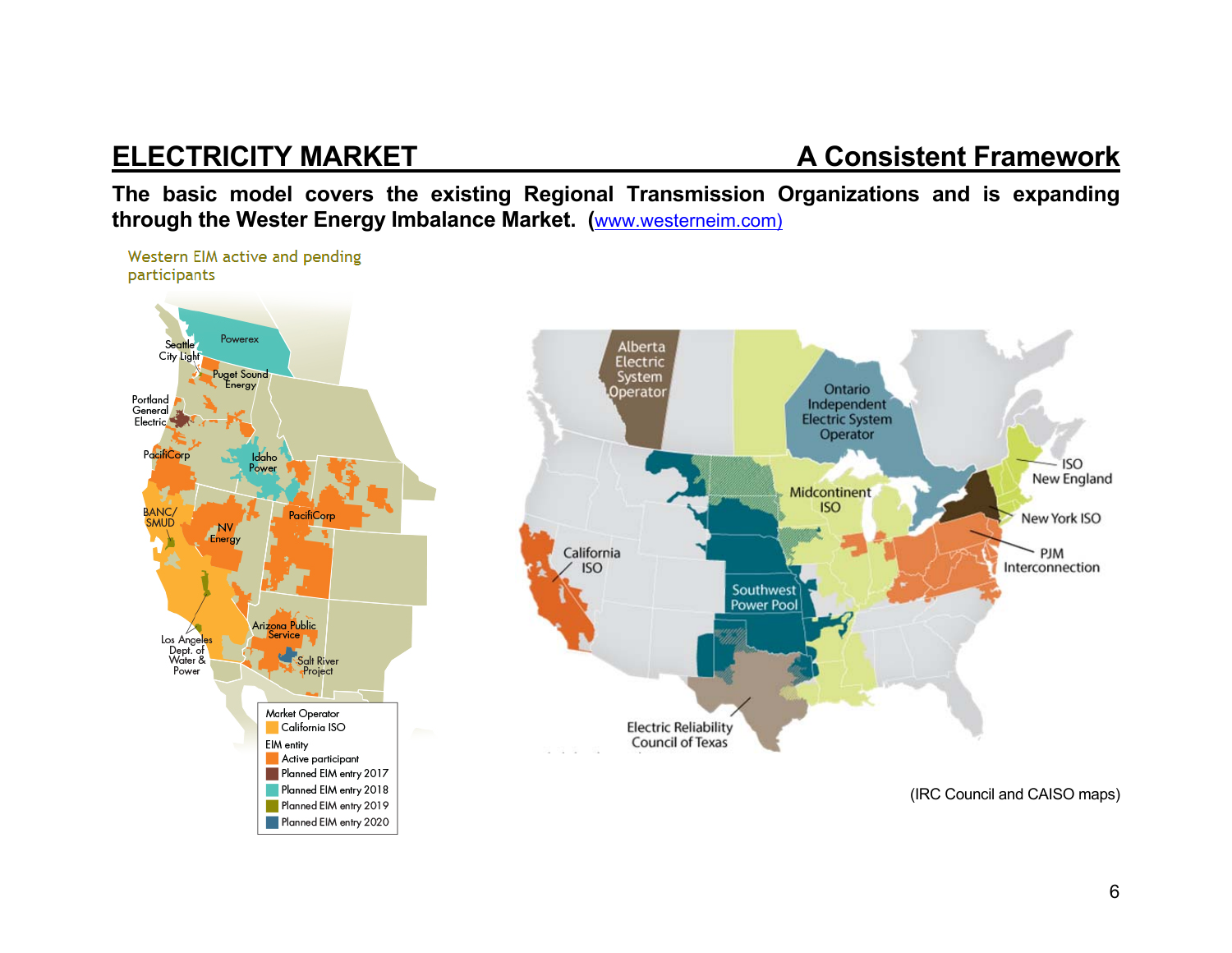## ELECTRICITY MARKET — A Consistent Framework

**The basic model covers the existing Regional Transmission Organizations and is expanding through the Wester Energy Imbalance Market. (**[www.westerneim.com)](http://www.westerneim.com)

Western EIM active and pending participants

Seattle City Light
Powerex
Puget Sound Energy
Portland General Electric
PacifiCorp
Idaho Power
BANC/SMUD
NV Energy
PacifiCorp
Arizona Public Service
Los Angeles Dept. of Water & Power
Salt River Project

Market Operator
- California ISO

EIM entity
- Active participant
- Planned EIM entry 2017
- Planned EIM entry 2018
- Planned EIM entry 2019
- Planned EIM entry 2020

Alberta Electric System Operator
Ontario Independent Electric System Operator
ISO New England
New York ISO
Midcontinent ISO
PJM Interconnection
California ISO
Southwest Power Pool
Electric Reliability Council of Texas

(IRC Council and CAISO maps)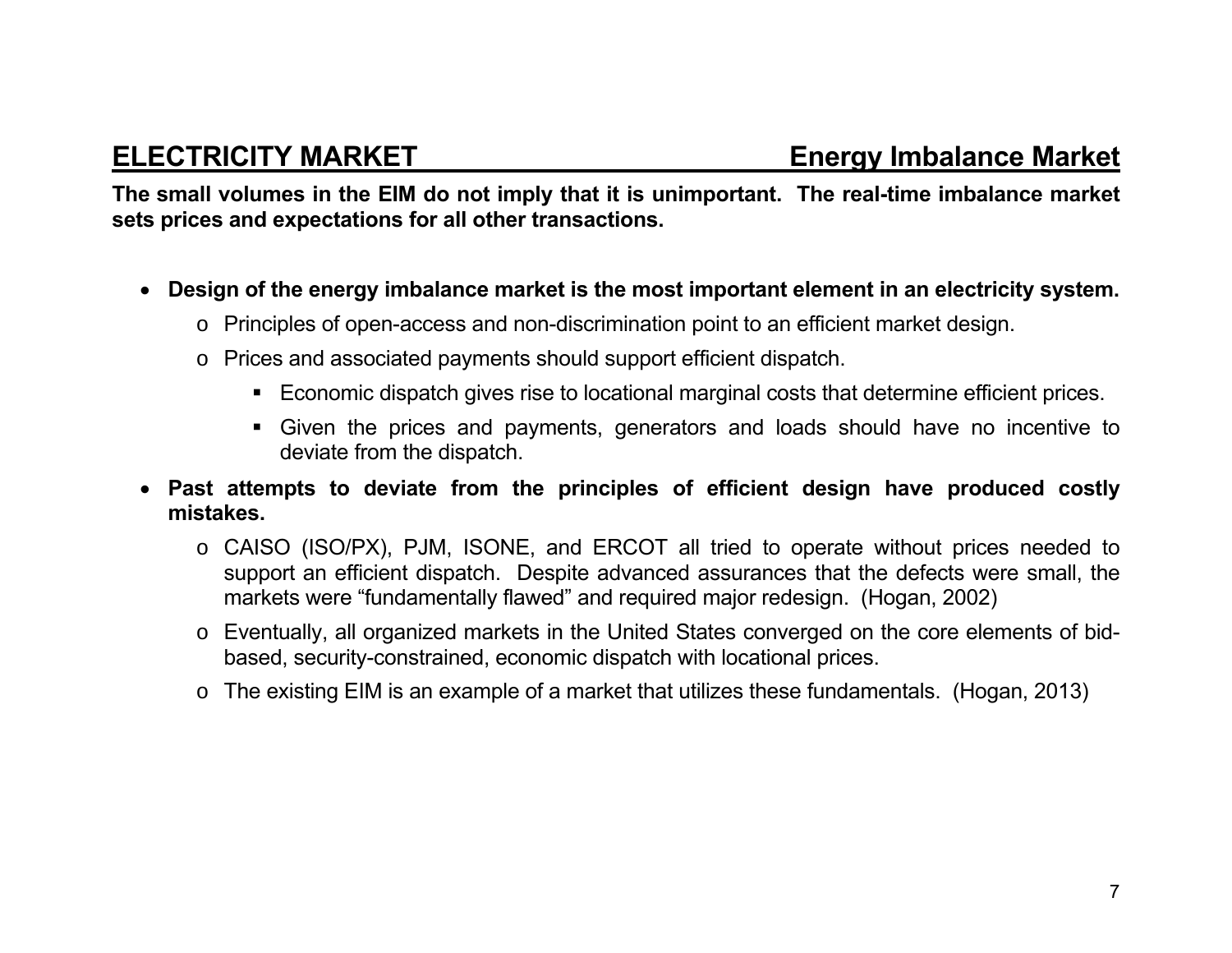## ELECTRICITY MARKET — Energy Imbalance Market

**The small volumes in the EIM do not imply that it is unimportant. The real-time imbalance market sets prices and expectations for all other transactions.**

- **Design of the energy imbalance market is the most important element in an electricity system.**
  - Principles of open-access and non-discrimination point to an efficient market design.
  - Prices and associated payments should support efficient dispatch.
    - Economic dispatch gives rise to locational marginal costs that determine efficient prices.
    - Given the prices and payments, generators and loads should have no incentive to deviate from the dispatch.
- **Past attempts to deviate from the principles of efficient design have produced costly mistakes.**
  - CAISO (ISO/PX), PJM, ISONE, and ERCOT all tried to operate without prices needed to support an efficient dispatch. Despite advanced assurances that the defects were small, the markets were "fundamentally flawed" and required major redesign. (Hogan, 2002)
  - Eventually, all organized markets in the United States converged on the core elements of bid-based, security-constrained, economic dispatch with locational prices.
  - The existing EIM is an example of a market that utilizes these fundamentals. (Hogan, 2013)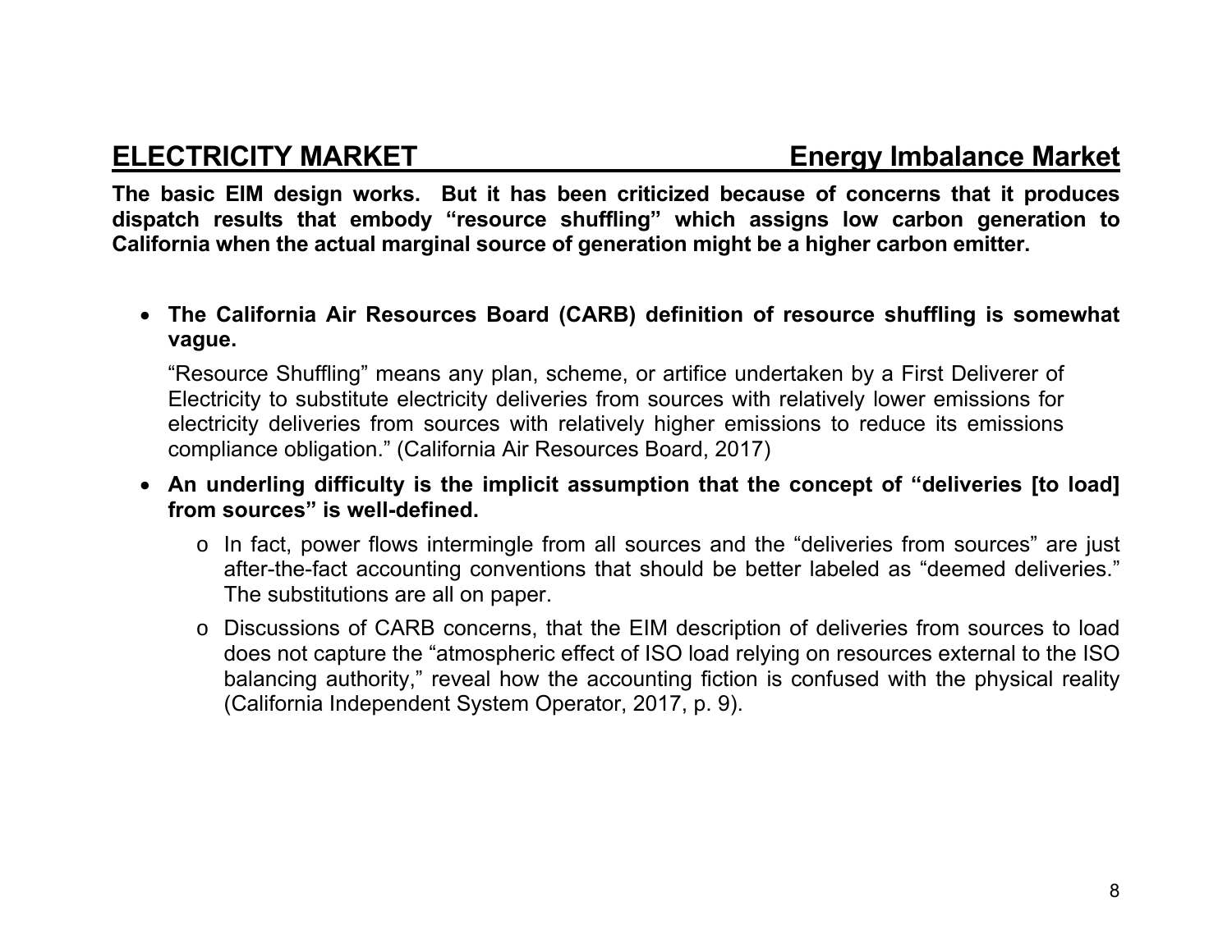## ELECTRICITY MARKET — Energy Imbalance Market

**The basic EIM design works. But it has been criticized because of concerns that it produces dispatch results that embody "resource shuffling" which assigns low carbon generation to California when the actual marginal source of generation might be a higher carbon emitter.**

- **The California Air Resources Board (CARB) definition of resource shuffling is somewhat vague.**

  "Resource Shuffling" means any plan, scheme, or artifice undertaken by a First Deliverer of Electricity to substitute electricity deliveries from sources with relatively lower emissions for electricity deliveries from sources with relatively higher emissions to reduce its emissions compliance obligation." (California Air Resources Board, 2017)

- **An underling difficulty is the implicit assumption that the concept of "deliveries [to load] from sources" is well-defined.**
  - In fact, power flows intermingle from all sources and the "deliveries from sources" are just after-the-fact accounting conventions that should be better labeled as "deemed deliveries." The substitutions are all on paper.
  - Discussions of CARB concerns, that the EIM description of deliveries from sources to load does not capture the "atmospheric effect of ISO load relying on resources external to the ISO balancing authority," reveal how the accounting fiction is confused with the physical reality (California Independent System Operator, 2017, p. 9).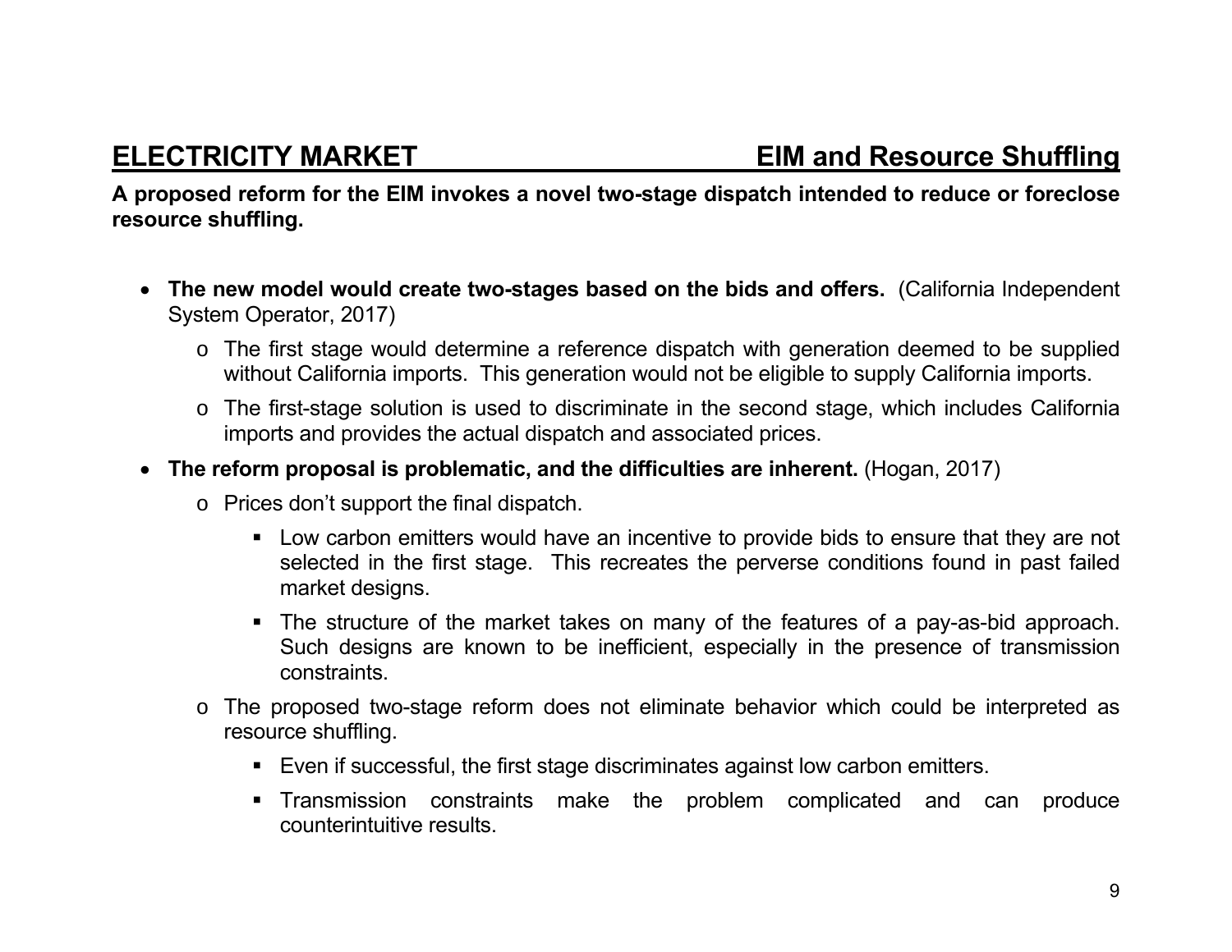## ELECTRICITY MARKET — EIM and Resource Shuffling

**A proposed reform for the EIM invokes a novel two-stage dispatch intended to reduce or foreclose resource shuffling.**

- **The new model would create two-stages based on the bids and offers.** (California Independent System Operator, 2017)
  - The first stage would determine a reference dispatch with generation deemed to be supplied without California imports. This generation would not be eligible to supply California imports.
  - The first-stage solution is used to discriminate in the second stage, which includes California imports and provides the actual dispatch and associated prices.
- **The reform proposal is problematic, and the difficulties are inherent.** (Hogan, 2017)
  - Prices don't support the final dispatch.
    - Low carbon emitters would have an incentive to provide bids to ensure that they are not selected in the first stage. This recreates the perverse conditions found in past failed market designs.
    - The structure of the market takes on many of the features of a pay-as-bid approach. Such designs are known to be inefficient, especially in the presence of transmission constraints.
  - The proposed two-stage reform does not eliminate behavior which could be interpreted as resource shuffling.
    - Even if successful, the first stage discriminates against low carbon emitters.
    - Transmission constraints make the problem complicated and can produce counterintuitive results.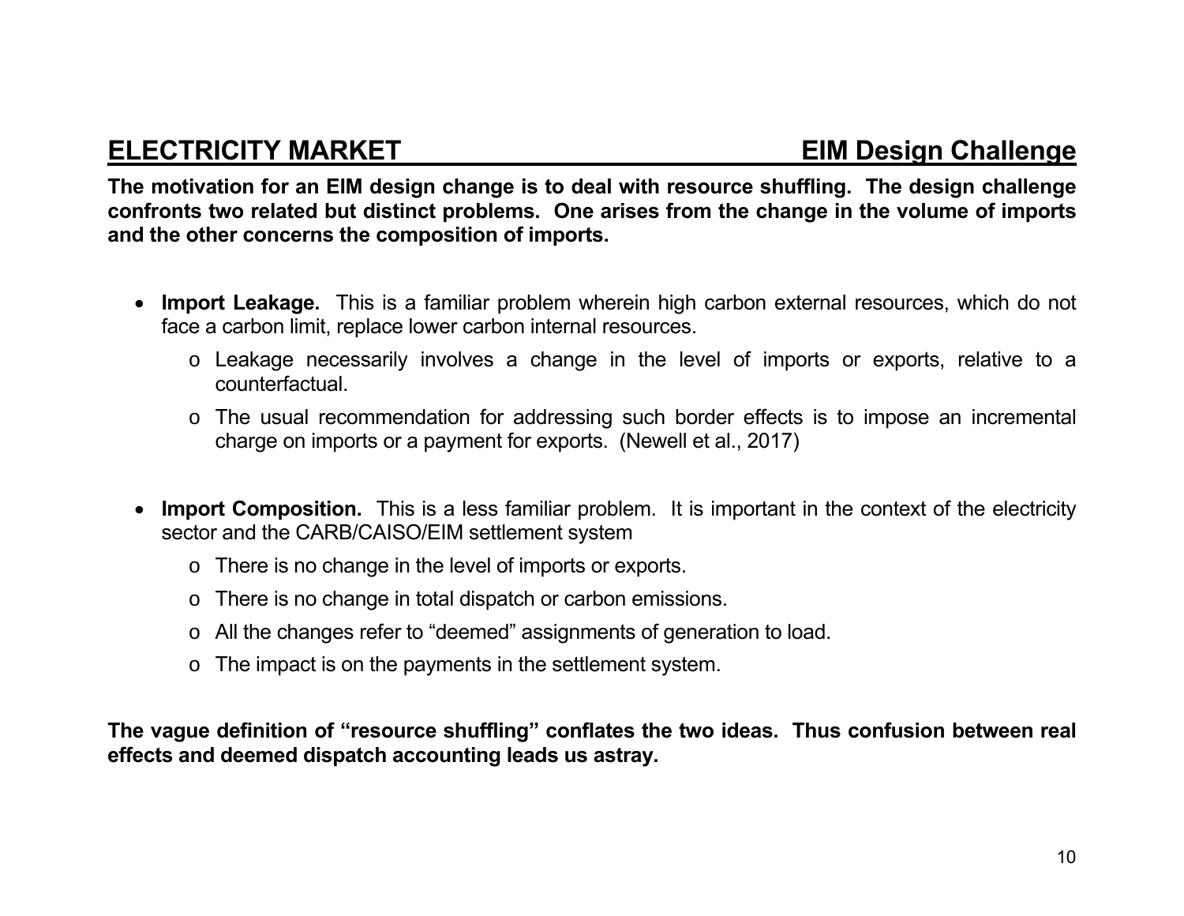## ELECTRICITY MARKET — EIM Design Challenge

**The motivation for an EIM design change is to deal with resource shuffling. The design challenge confronts two related but distinct problems. One arises from the change in the volume of imports and the other concerns the composition of imports.**

- **Import Leakage.** This is a familiar problem wherein high carbon external resources, which do not face a carbon limit, replace lower carbon internal resources.
  - Leakage necessarily involves a change in the level of imports or exports, relative to a counterfactual.
  - The usual recommendation for addressing such border effects is to impose an incremental charge on imports or a payment for exports. (Newell et al., 2017)

- **Import Composition.** This is a less familiar problem. It is important in the context of the electricity sector and the CARB/CAISO/EIM settlement system
  - There is no change in the level of imports or exports.
  - There is no change in total dispatch or carbon emissions.
  - All the changes refer to "deemed" assignments of generation to load.
  - The impact is on the payments in the settlement system.

**The vague definition of "resource shuffling" conflates the two ideas. Thus confusion between real effects and deemed dispatch accounting leads us astray.**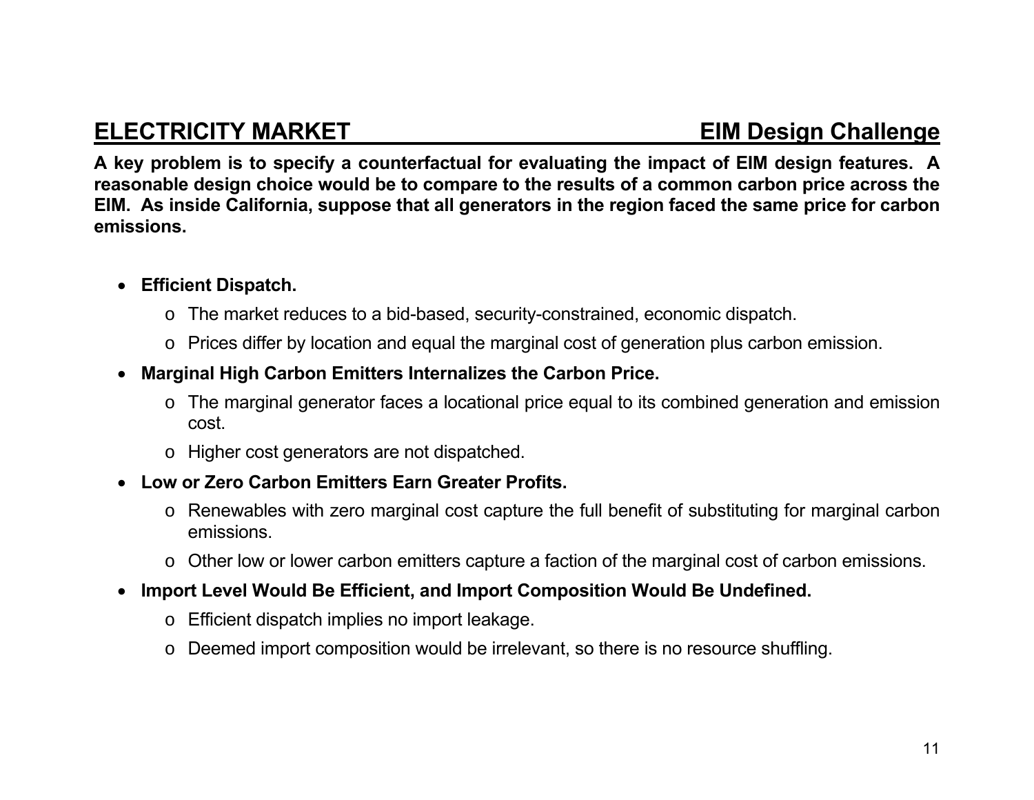## ELECTRICITY MARKET — EIM Design Challenge

**A key problem is to specify a counterfactual for evaluating the impact of EIM design features. A reasonable design choice would be to compare to the results of a common carbon price across the EIM. As inside California, suppose that all generators in the region faced the same price for carbon emissions.**

- **Efficient Dispatch.**
  - The market reduces to a bid-based, security-constrained, economic dispatch.
  - Prices differ by location and equal the marginal cost of generation plus carbon emission.
- **Marginal High Carbon Emitters Internalizes the Carbon Price.**
  - The marginal generator faces a locational price equal to its combined generation and emission cost.
  - Higher cost generators are not dispatched.
- **Low or Zero Carbon Emitters Earn Greater Profits.**
  - Renewables with zero marginal cost capture the full benefit of substituting for marginal carbon emissions.
  - Other low or lower carbon emitters capture a faction of the marginal cost of carbon emissions.
- **Import Level Would Be Efficient, and Import Composition Would Be Undefined.**
  - Efficient dispatch implies no import leakage.
  - Deemed import composition would be irrelevant, so there is no resource shuffling.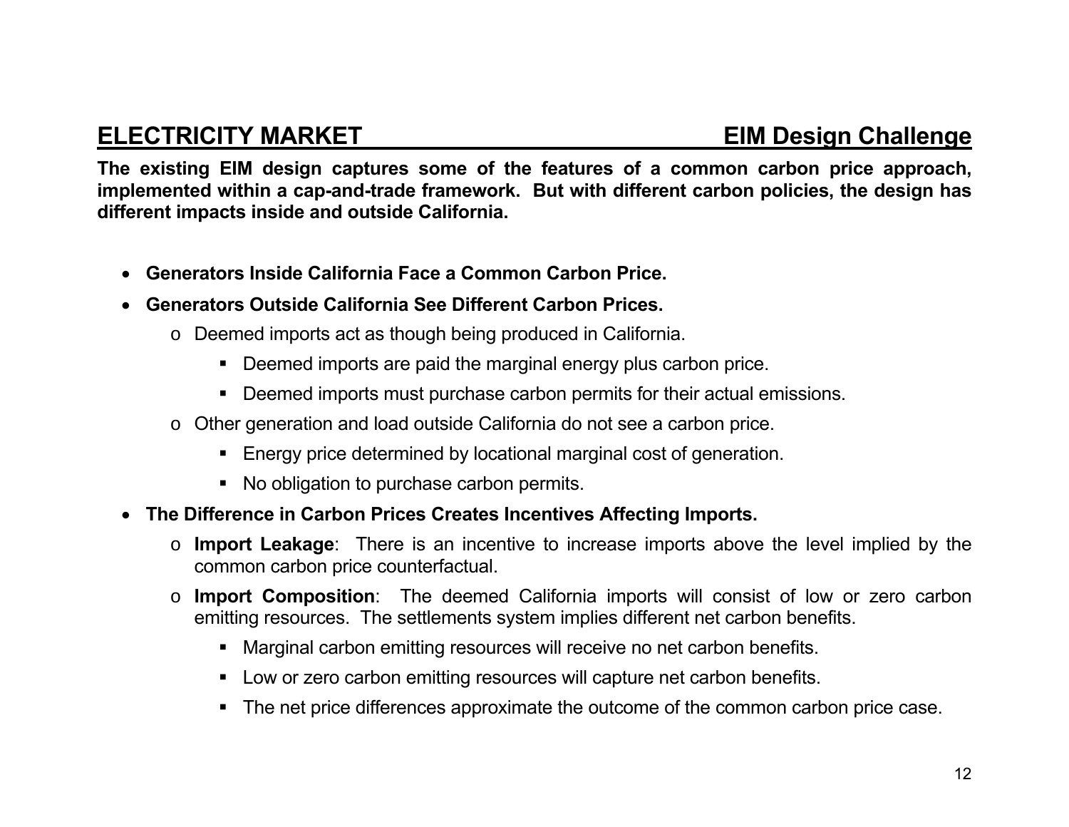## ELECTRICITY MARKET — EIM Design Challenge

**The existing EIM design captures some of the features of a common carbon price approach, implemented within a cap-and-trade framework. But with different carbon policies, the design has different impacts inside and outside California.**

- **Generators Inside California Face a Common Carbon Price.**
- **Generators Outside California See Different Carbon Prices.**
  - Deemed imports act as though being produced in California.
    - Deemed imports are paid the marginal energy plus carbon price.
    - Deemed imports must purchase carbon permits for their actual emissions.
  - Other generation and load outside California do not see a carbon price.
    - Energy price determined by locational marginal cost of generation.
    - No obligation to purchase carbon permits.
- **The Difference in Carbon Prices Creates Incentives Affecting Imports.**
  - **Import Leakage**: There is an incentive to increase imports above the level implied by the common carbon price counterfactual.
  - **Import Composition**: The deemed California imports will consist of low or zero carbon emitting resources. The settlements system implies different net carbon benefits.
    - Marginal carbon emitting resources will receive no net carbon benefits.
    - Low or zero carbon emitting resources will capture net carbon benefits.
    - The net price differences approximate the outcome of the common carbon price case.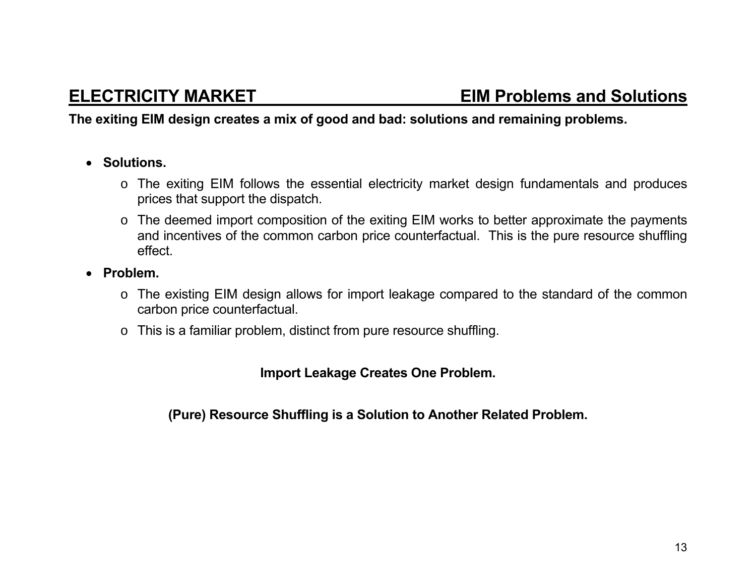## ELECTRICITY MARKET — EIM Problems and Solutions

**The exiting EIM design creates a mix of good and bad: solutions and remaining problems.**

- **Solutions.**
  - The exiting EIM follows the essential electricity market design fundamentals and produces prices that support the dispatch.
  - The deemed import composition of the exiting EIM works to better approximate the payments and incentives of the common carbon price counterfactual. This is the pure resource shuffling effect.
- **Problem.**
  - The existing EIM design allows for import leakage compared to the standard of the common carbon price counterfactual.
  - This is a familiar problem, distinct from pure resource shuffling.

**Import Leakage Creates One Problem.**

**(Pure) Resource Shuffling is a Solution to Another Related Problem.**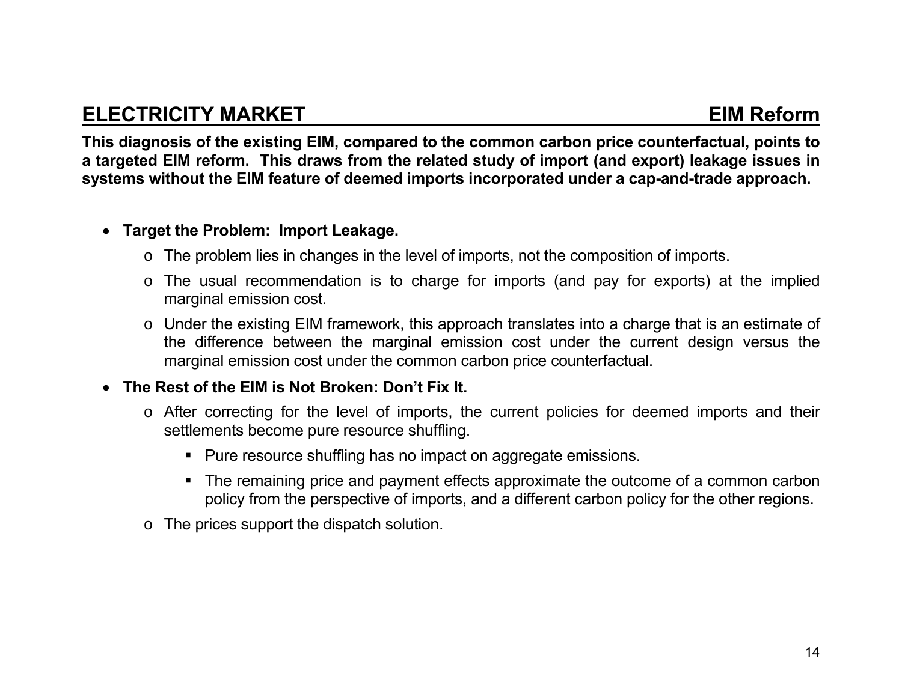## ELECTRICITY MARKET — EIM Reform

**This diagnosis of the existing EIM, compared to the common carbon price counterfactual, points to a targeted EIM reform. This draws from the related study of import (and export) leakage issues in systems without the EIM feature of deemed imports incorporated under a cap-and-trade approach.**

- **Target the Problem: Import Leakage.**
  - The problem lies in changes in the level of imports, not the composition of imports.
  - The usual recommendation is to charge for imports (and pay for exports) at the implied marginal emission cost.
  - Under the existing EIM framework, this approach translates into a charge that is an estimate of the difference between the marginal emission cost under the current design versus the marginal emission cost under the common carbon price counterfactual.
- **The Rest of the EIM is Not Broken: Don't Fix It.**
  - After correcting for the level of imports, the current policies for deemed imports and their settlements become pure resource shuffling.
    - Pure resource shuffling has no impact on aggregate emissions.
    - The remaining price and payment effects approximate the outcome of a common carbon policy from the perspective of imports, and a different carbon policy for the other regions.
  - The prices support the dispatch solution.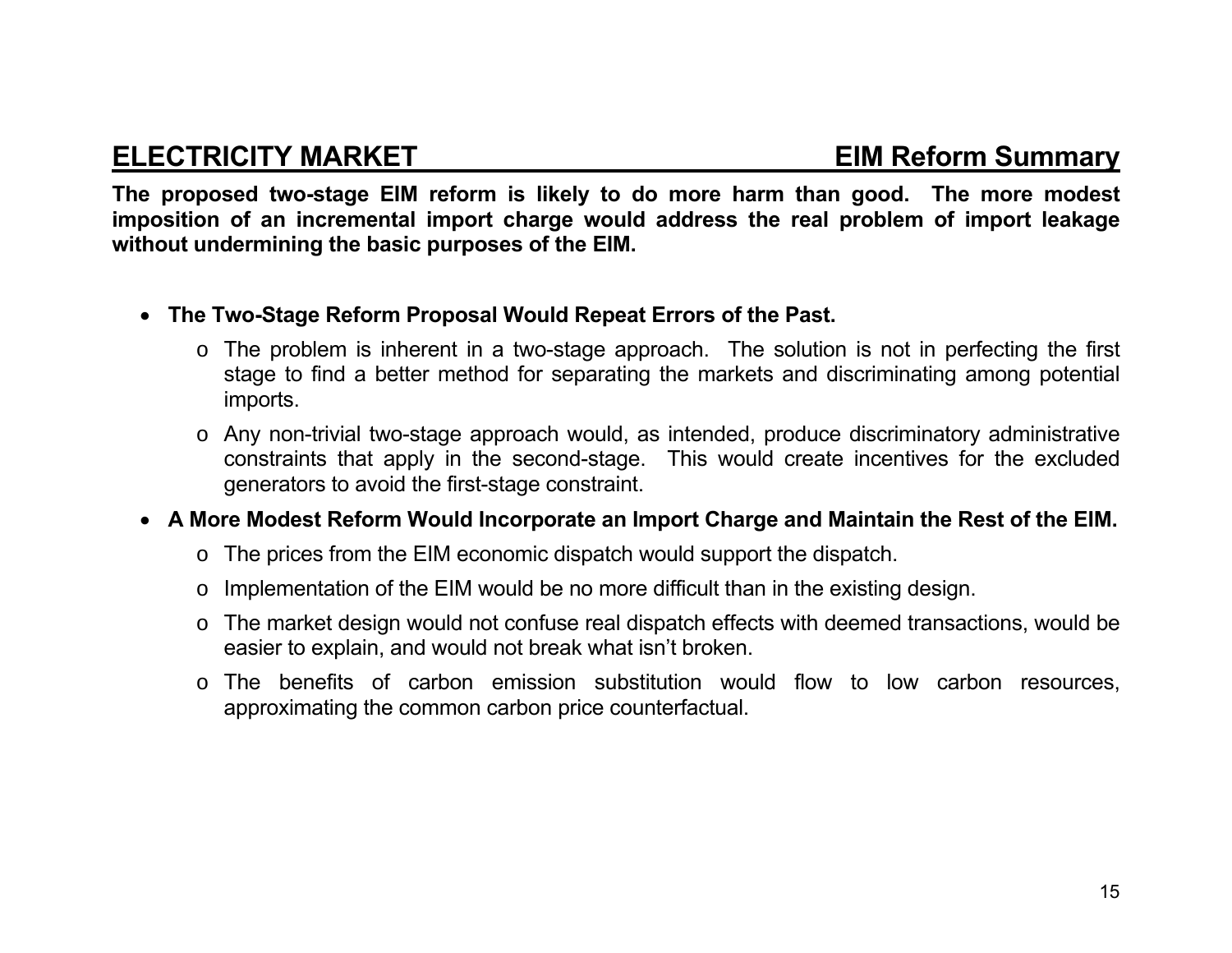## ELECTRICITY MARKET — EIM Reform Summary

**The proposed two-stage EIM reform is likely to do more harm than good. The more modest imposition of an incremental import charge would address the real problem of import leakage without undermining the basic purposes of the EIM.**

- **The Two-Stage Reform Proposal Would Repeat Errors of the Past.**
  - The problem is inherent in a two-stage approach. The solution is not in perfecting the first stage to find a better method for separating the markets and discriminating among potential imports.
  - Any non-trivial two-stage approach would, as intended, produce discriminatory administrative constraints that apply in the second-stage. This would create incentives for the excluded generators to avoid the first-stage constraint.
- **A More Modest Reform Would Incorporate an Import Charge and Maintain the Rest of the EIM.**
  - The prices from the EIM economic dispatch would support the dispatch.
  - Implementation of the EIM would be no more difficult than in the existing design.
  - The market design would not confuse real dispatch effects with deemed transactions, would be easier to explain, and would not break what isn't broken.
  - The benefits of carbon emission substitution would flow to low carbon resources, approximating the common carbon price counterfactual.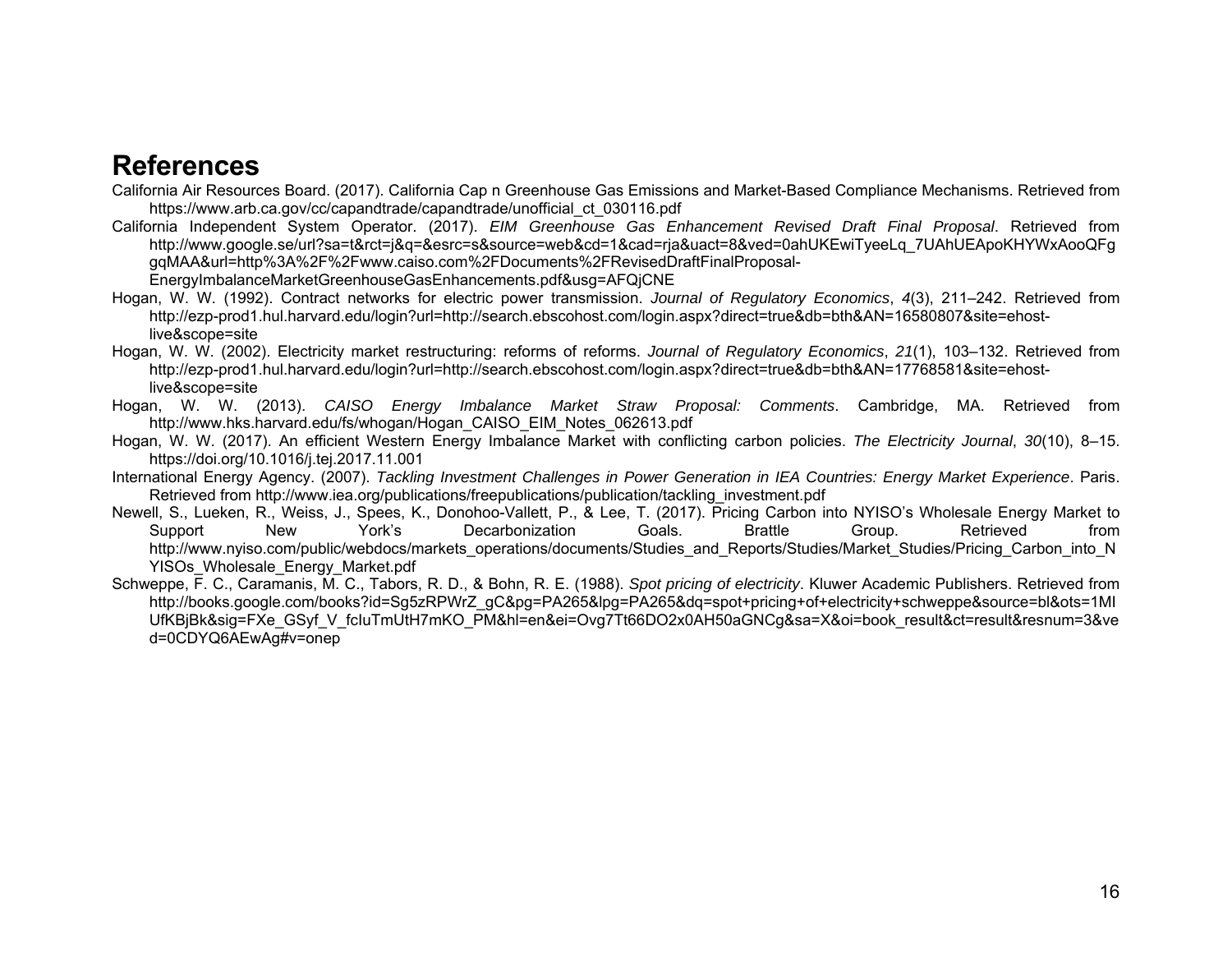# References

California Air Resources Board. (2017). California Cap n Greenhouse Gas Emissions and Market-Based Compliance Mechanisms. Retrieved from https://www.arb.ca.gov/cc/capandtrade/capandtrade/unofficial_ct_030116.pdf

California Independent System Operator. (2017). *EIM Greenhouse Gas Enhancement Revised Draft Final Proposal*. Retrieved from http://www.google.se/url?sa=t&rct=j&q=&esrc=s&source=web&cd=1&cad=rja&uact=8&ved=0ahUKEwiTyeeLq_7UAhUEApoKHYWxAooQFggqMAA&url=http%3A%2F%2Fwww.caiso.com%2FDocuments%2FRevisedDraftFinalProposal-EnergyImbalanceMarketGreenhouseGasEnhancements.pdf&usg=AFQjCNE

Hogan, W. W. (1992). Contract networks for electric power transmission. *Journal of Regulatory Economics*, *4*(3), 211–242. Retrieved from http://ezp-prod1.hul.harvard.edu/login?url=http://search.ebscohost.com/login.aspx?direct=true&db=bth&AN=16580807&site=ehost-live&scope=site

Hogan, W. W. (2002). Electricity market restructuring: reforms of reforms. *Journal of Regulatory Economics*, *21*(1), 103–132. Retrieved from http://ezp-prod1.hul.harvard.edu/login?url=http://search.ebscohost.com/login.aspx?direct=true&db=bth&AN=17768581&site=ehost-live&scope=site

Hogan, W. W. (2013). *CAISO Energy Imbalance Market Straw Proposal: Comments*. Cambridge, MA. Retrieved from http://www.hks.harvard.edu/fs/whogan/Hogan_CAISO_EIM_Notes_062613.pdf

Hogan, W. W. (2017). An efficient Western Energy Imbalance Market with conflicting carbon policies. *The Electricity Journal*, *30*(10), 8–15. https://doi.org/10.1016/j.tej.2017.11.001

International Energy Agency. (2007). *Tackling Investment Challenges in Power Generation in IEA Countries: Energy Market Experience*. Paris. Retrieved from http://www.iea.org/publications/freepublications/publication/tackling_investment.pdf

Newell, S., Lueken, R., Weiss, J., Spees, K., Donohoo-Vallett, P., & Lee, T. (2017). Pricing Carbon into NYISO's Wholesale Energy Market to Support New York's Decarbonization Goals. Brattle Group. Retrieved from http://www.nyiso.com/public/webdocs/markets_operations/documents/Studies_and_Reports/Studies/Market_Studies/Pricing_Carbon_into_NYISOs_Wholesale_Energy_Market.pdf

Schweppe, F. C., Caramanis, M. C., Tabors, R. D., & Bohn, R. E. (1988). *Spot pricing of electricity*. Kluwer Academic Publishers. Retrieved from http://books.google.com/books?id=Sg5zRPWrZ_gC&pg=PA265&lpg=PA265&dq=spot+pricing+of+electricity+schweppe&source=bl&ots=1MIUfKBjBk&sig=FXe_GSyf_V_fcIuTmUtH7mKO_PM&hl=en&ei=Ovg7Tt66DO2x0AH50aGNCg&sa=X&oi=book_result&ct=result&resnum=3&ved=0CDYQ6AEwAg#v=onep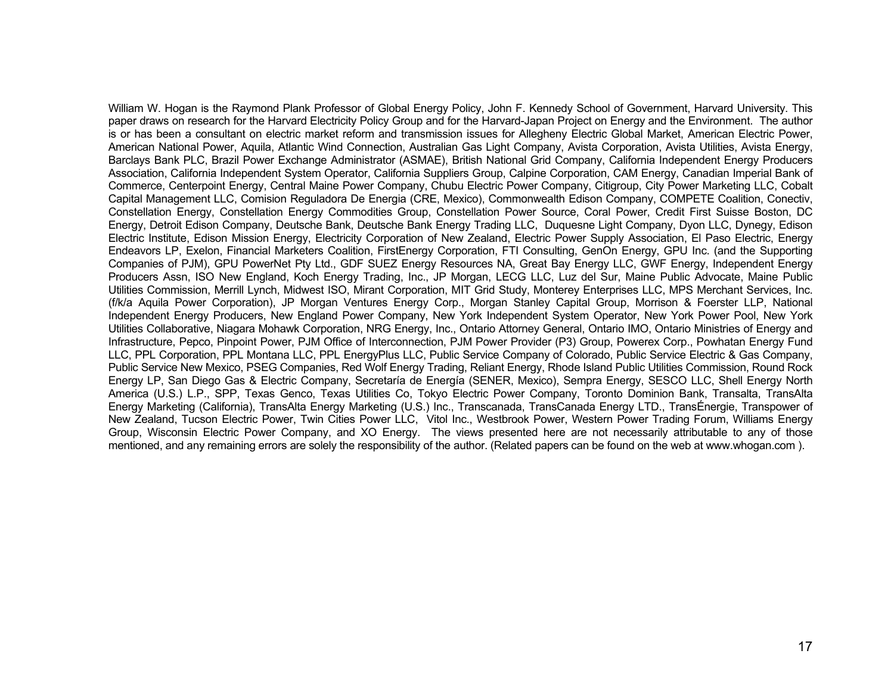William W. Hogan is the Raymond Plank Professor of Global Energy Policy, John F. Kennedy School of Government, Harvard University. This paper draws on research for the Harvard Electricity Policy Group and for the Harvard-Japan Project on Energy and the Environment. The author is or has been a consultant on electric market reform and transmission issues for Allegheny Electric Global Market, American Electric Power, American National Power, Aquila, Atlantic Wind Connection, Australian Gas Light Company, Avista Corporation, Avista Utilities, Avista Energy, Barclays Bank PLC, Brazil Power Exchange Administrator (ASMAE), British National Grid Company, California Independent Energy Producers Association, California Independent System Operator, California Suppliers Group, Calpine Corporation, CAM Energy, Canadian Imperial Bank of Commerce, Centerpoint Energy, Central Maine Power Company, Chubu Electric Power Company, Citigroup, City Power Marketing LLC, Cobalt Capital Management LLC, Comision Reguladora De Energia (CRE, Mexico), Commonwealth Edison Company, COMPETE Coalition, Conectiv, Constellation Energy, Constellation Energy Commodities Group, Constellation Power Source, Coral Power, Credit First Suisse Boston, DC Energy, Detroit Edison Company, Deutsche Bank, Deutsche Bank Energy Trading LLC, Duquesne Light Company, Dyon LLC, Dynegy, Edison Electric Institute, Edison Mission Energy, Electricity Corporation of New Zealand, Electric Power Supply Association, El Paso Electric, Energy Endeavors LP, Exelon, Financial Marketers Coalition, FirstEnergy Corporation, FTI Consulting, GenOn Energy, GPU Inc. (and the Supporting Companies of PJM), GPU PowerNet Pty Ltd., GDF SUEZ Energy Resources NA, Great Bay Energy LLC, GWF Energy, Independent Energy Producers Assn, ISO New England, Koch Energy Trading, Inc., JP Morgan, LECG LLC, Luz del Sur, Maine Public Advocate, Maine Public Utilities Commission, Merrill Lynch, Midwest ISO, Mirant Corporation, MIT Grid Study, Monterey Enterprises LLC, MPS Merchant Services, Inc. (f/k/a Aquila Power Corporation), JP Morgan Ventures Energy Corp., Morgan Stanley Capital Group, Morrison & Foerster LLP, National Independent Energy Producers, New England Power Company, New York Independent System Operator, New York Power Pool, New York Utilities Collaborative, Niagara Mohawk Corporation, NRG Energy, Inc., Ontario Attorney General, Ontario IMO, Ontario Ministries of Energy and Infrastructure, Pepco, Pinpoint Power, PJM Office of Interconnection, PJM Power Provider (P3) Group, Powerex Corp., Powhatan Energy Fund LLC, PPL Corporation, PPL Montana LLC, PPL EnergyPlus LLC, Public Service Company of Colorado, Public Service Electric & Gas Company, Public Service New Mexico, PSEG Companies, Red Wolf Energy Trading, Reliant Energy, Rhode Island Public Utilities Commission, Round Rock Energy LP, San Diego Gas & Electric Company, Secretaría de Energía (SENER, Mexico), Sempra Energy, SESCO LLC, Shell Energy North America (U.S.) L.P., SPP, Texas Genco, Texas Utilities Co, Tokyo Electric Power Company, Toronto Dominion Bank, Transalta, TransAlta Energy Marketing (California), TransAlta Energy Marketing (U.S.) Inc., Transcanada, TransCanada Energy LTD., TransÉnergie, Transpower of New Zealand, Tucson Electric Power, Twin Cities Power LLC, Vitol Inc., Westbrook Power, Western Power Trading Forum, Williams Energy Group, Wisconsin Electric Power Company, and XO Energy. The views presented here are not necessarily attributable to any of those mentioned, and any remaining errors are solely the responsibility of the author. (Related papers can be found on the web at www.whogan.com ).